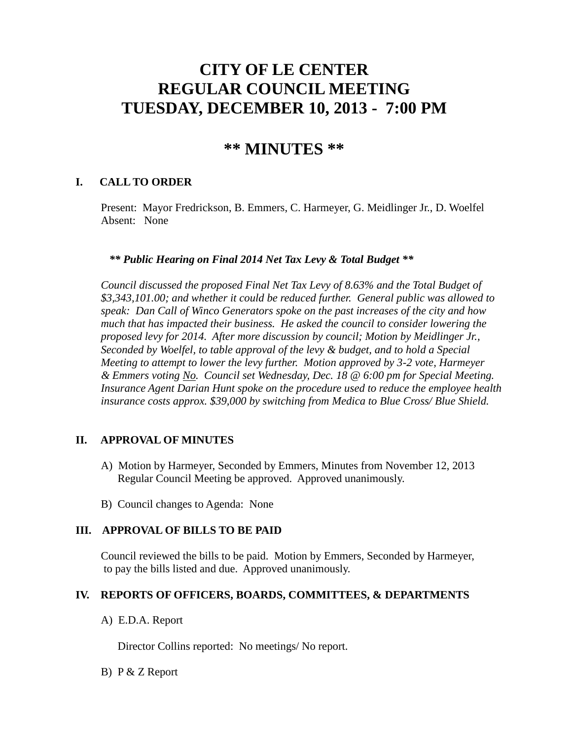# CITY OF LE CENTER
# REGULAR COUNCIL MEETING
# TUESDAY, DECEMBER 10, 2013 - 7:00 PM

## ** MINUTES **

### I. CALL TO ORDER

Present: Mayor Fredrickson, B. Emmers, C. Harmeyer, G. Meidlinger Jr., D. Woelfel
Absent: None

***** Public Hearing on Final 2014 Net Tax Levy & Total Budget *****

*Council discussed the proposed Final Net Tax Levy of 8.63% and the Total Budget of $3,343,101.00; and whether it could be reduced further. General public was allowed to speak: Dan Call of Winco Generators spoke on the past increases of the city and how much that has impacted their business. He asked the council to consider lowering the proposed levy for 2014. After more discussion by council; Motion by Meidlinger Jr., Seconded by Woelfel, to table approval of the levy & budget, and to hold a Special Meeting to attempt to lower the levy further. Motion approved by 3-2 vote, Harmeyer & Emmers voting <u>No</u>. Council set Wednesday, Dec. 18 @ 6:00 pm for Special Meeting. Insurance Agent Darian Hunt spoke on the procedure used to reduce the employee health insurance costs approx. $39,000 by switching from Medica to Blue Cross/ Blue Shield.*

### II. APPROVAL OF MINUTES

A) Motion by Harmeyer, Seconded by Emmers, Minutes from November 12, 2013 Regular Council Meeting be approved. Approved unanimously.

B) Council changes to Agenda: None

### III. APPROVAL OF BILLS TO BE PAID

Council reviewed the bills to be paid. Motion by Emmers, Seconded by Harmeyer, to pay the bills listed and due. Approved unanimously.

### IV. REPORTS OF OFFICERS, BOARDS, COMMITTEES, & DEPARTMENTS

A) E.D.A. Report

Director Collins reported: No meetings/ No report.

B) P & Z Report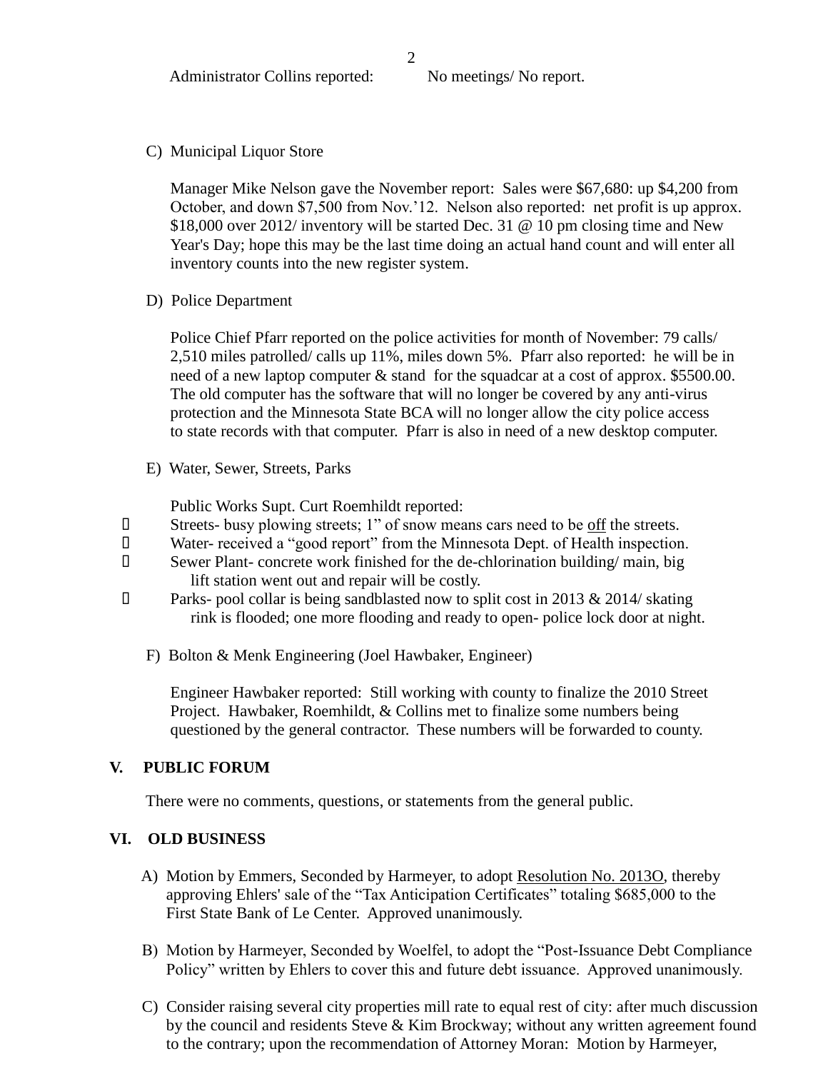Administrator Collins reported: No meetings/ No report.

C) Municipal Liquor Store

Manager Mike Nelson gave the November report: Sales were $67,680: up $4,200 from October, and down $7,500 from Nov.'12. Nelson also reported: net profit is up approx. $18,000 over 2012/ inventory will be started Dec. 31 @ 10 pm closing time and New Year's Day; hope this may be the last time doing an actual hand count and will enter all inventory counts into the new register system.

D) Police Department

Police Chief Pfarr reported on the police activities for month of November: 79 calls/ 2,510 miles patrolled/ calls up 11%, miles down 5%. Pfarr also reported: he will be in need of a new laptop computer & stand for the squadcar at a cost of approx. $5500.00. The old computer has the software that will no longer be covered by any anti-virus protection and the Minnesota State BCA will no longer allow the city police access to state records with that computer. Pfarr is also in need of a new desktop computer.

E) Water, Sewer, Streets, Parks

Public Works Supt. Curt Roemhildt reported:

- Streets- busy plowing streets; 1" of snow means cars need to be <u>off</u> the streets.
- Water- received a "good report" from the Minnesota Dept. of Health inspection.
- Sewer Plant- concrete work finished for the de-chlorination building/ main, big lift station went out and repair will be costly.
- Parks- pool collar is being sandblasted now to split cost in 2013 & 2014/ skating rink is flooded; one more flooding and ready to open- police lock door at night.

F) Bolton & Menk Engineering (Joel Hawbaker, Engineer)

Engineer Hawbaker reported: Still working with county to finalize the 2010 Street Project. Hawbaker, Roemhildt, & Collins met to finalize some numbers being questioned by the general contractor. These numbers will be forwarded to county.

## V. PUBLIC FORUM

There were no comments, questions, or statements from the general public.

## VI. OLD BUSINESS

A) Motion by Emmers, Seconded by Harmeyer, to adopt <u>Resolution No. 2013O</u>, thereby approving Ehlers' sale of the "Tax Anticipation Certificates" totaling $685,000 to the First State Bank of Le Center. Approved unanimously.

B) Motion by Harmeyer, Seconded by Woelfel, to adopt the "Post-Issuance Debt Compliance Policy" written by Ehlers to cover this and future debt issuance. Approved unanimously.

C) Consider raising several city properties mill rate to equal rest of city: after much discussion by the council and residents Steve & Kim Brockway; without any written agreement found to the contrary; upon the recommendation of Attorney Moran: Motion by Harmeyer,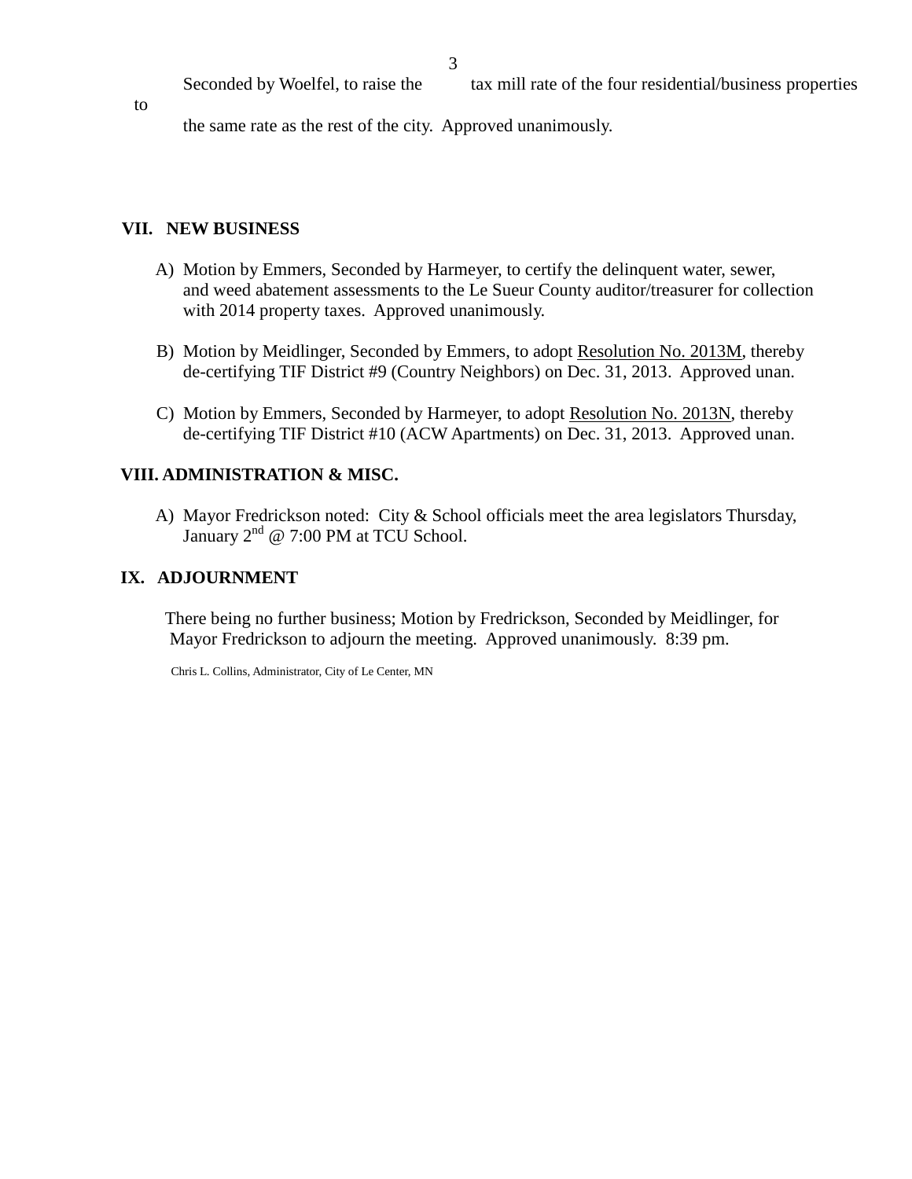Seconded by Woelfel, to raise the tax mill rate of the four residential/business properties to the same rate as the rest of the city. Approved unanimously.

## VII. NEW BUSINESS

A) Motion by Emmers, Seconded by Harmeyer, to certify the delinquent water, sewer, and weed abatement assessments to the Le Sueur County auditor/treasurer for collection with 2014 property taxes. Approved unanimously.

B) Motion by Meidlinger, Seconded by Emmers, to adopt Resolution No. 2013M, thereby de-certifying TIF District #9 (Country Neighbors) on Dec. 31, 2013. Approved unan.

C) Motion by Emmers, Seconded by Harmeyer, to adopt Resolution No. 2013N, thereby de-certifying TIF District #10 (ACW Apartments) on Dec. 31, 2013. Approved unan.

## VIII. ADMINISTRATION & MISC.

A) Mayor Fredrickson noted: City & School officials meet the area legislators Thursday, January 2nd @ 7:00 PM at TCU School.

## IX. ADJOURNMENT

There being no further business; Motion by Fredrickson, Seconded by Meidlinger, for Mayor Fredrickson to adjourn the meeting. Approved unanimously. 8:39 pm.

Chris L. Collins, Administrator, City of Le Center, MN